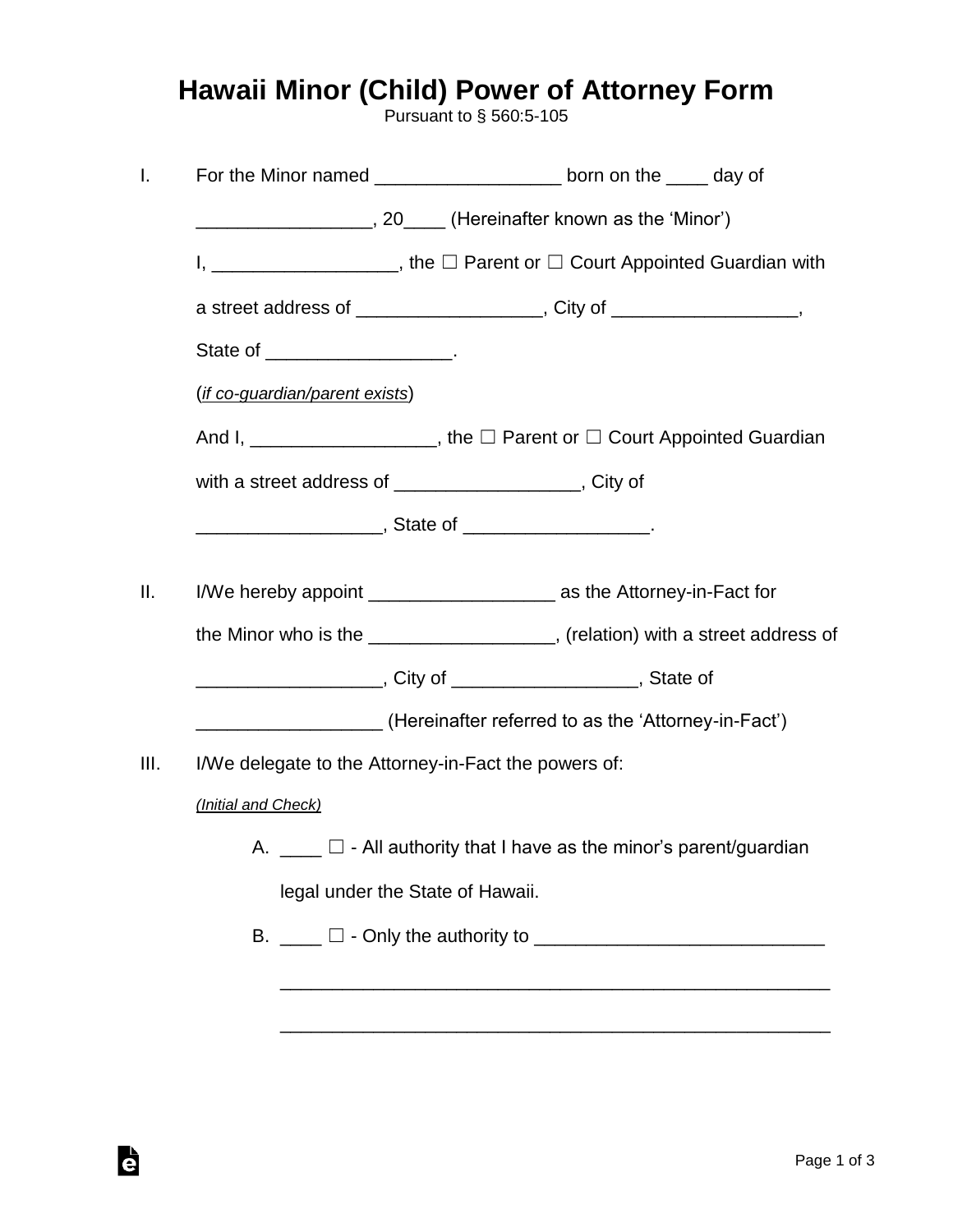# Hawaii Minor (Child) Power of Attorney Form

Pursuant to § 560:5-105

I. For the Minor named __________________ born on the ____ day of _________________, 20____ (Hereinafter known as the 'Minor')

I, __________________, the ☐ Parent or ☐ Court Appointed Guardian with a street address of __________________, City of __________________, State of __________________.

(*if co-guardian/parent exists*)

And I, __________________, the ☐ Parent or ☐ Court Appointed Guardian with a street address of __________________, City of __________________, State of __________________.

II. I/We hereby appoint __________________ as the Attorney-in-Fact for the Minor who is the __________________, (relation) with a street address of __________________, City of __________________, State of __________________ (Hereinafter referred to as the 'Attorney-in-Fact')

III. I/We delegate to the Attorney-in-Fact the powers of:

*(Initial and Check)*

A. ____ ☐ - All authority that I have as the minor's parent/guardian legal under the State of Hawaii.

B. ____ ☐ - Only the authority to _____________________________

_______________________________________________________

_______________________________________________________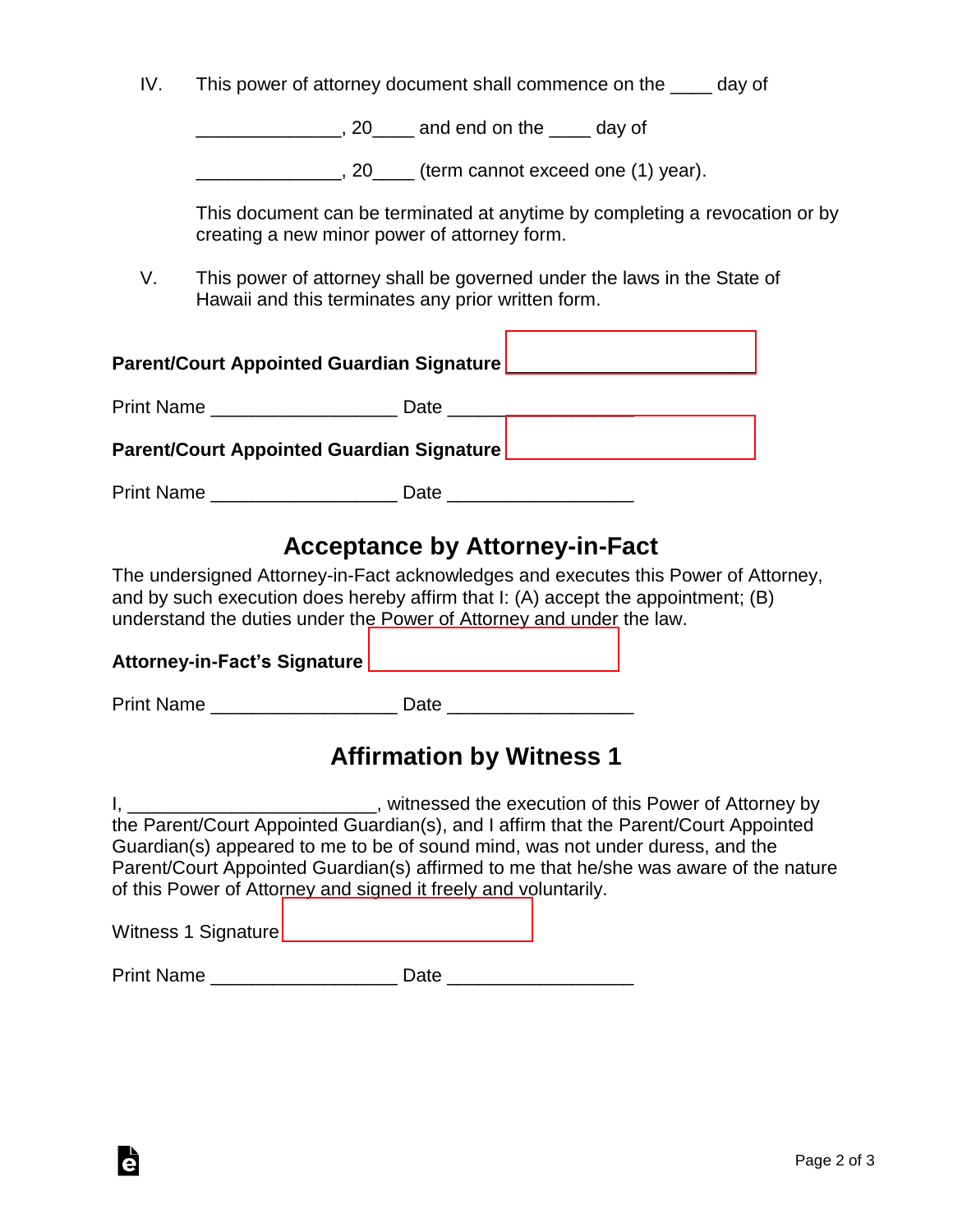IV. This power of attorney document shall commence on the ____ day of ______________, 20____ and end on the ____ day of ______________, 20____ (term cannot exceed one (1) year).

This document can be terminated at anytime by completing a revocation or by creating a new minor power of attorney form.

V. This power of attorney shall be governed under the laws in the State of Hawaii and this terminates any prior written form.

**Parent/Court Appointed Guardian Signature** __________________

Print Name __________________ Date __________________

**Parent/Court Appointed Guardian Signature** __________________

Print Name __________________ Date __________________

## Acceptance by Attorney-in-Fact

The undersigned Attorney-in-Fact acknowledges and executes this Power of Attorney, and by such execution does hereby affirm that I: (A) accept the appointment; (B) understand the duties under the Power of Attorney and under the law.

**Attorney-in-Fact's Signature** __________________

Print Name __________________ Date __________________

## Affirmation by Witness 1

I, ________________________, witnessed the execution of this Power of Attorney by the Parent/Court Appointed Guardian(s), and I affirm that the Parent/Court Appointed Guardian(s) appeared to me to be of sound mind, was not under duress, and the Parent/Court Appointed Guardian(s) affirmed to me that he/she was aware of the nature of this Power of Attorney and signed it freely and voluntarily.

Witness 1 Signature __________________

Print Name __________________ Date __________________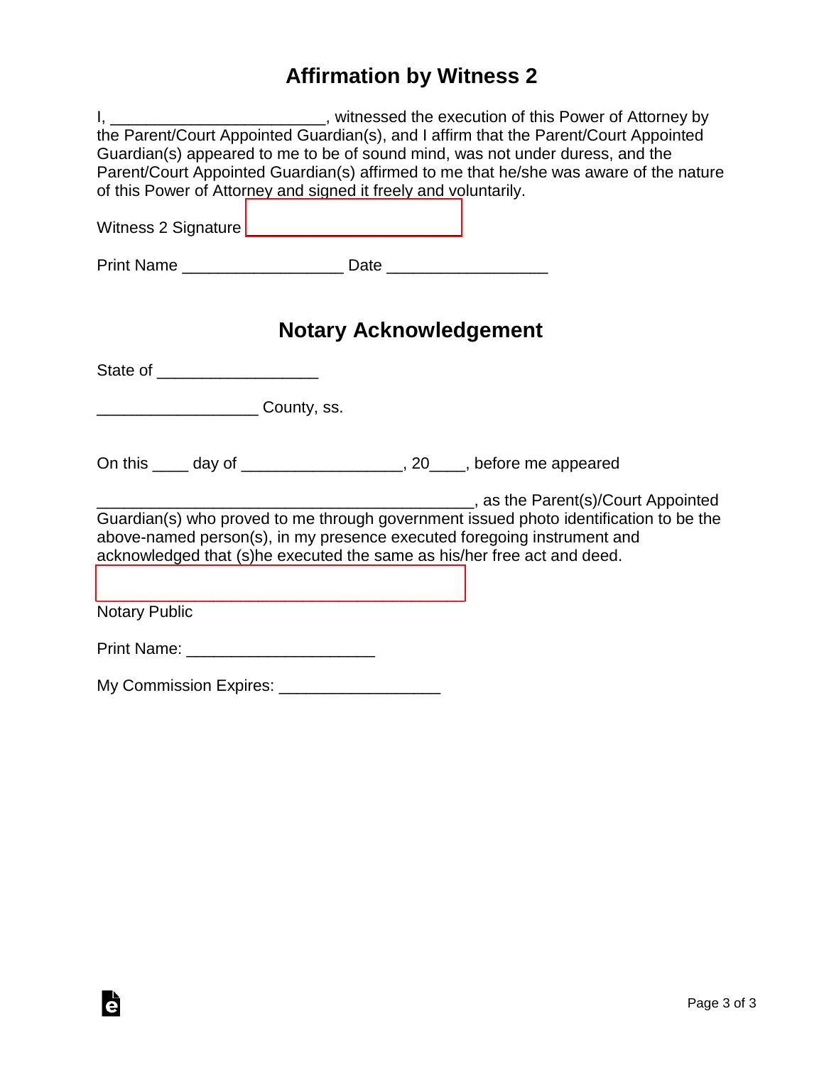## Affirmation by Witness 2

I, ________________________, witnessed the execution of this Power of Attorney by the Parent/Court Appointed Guardian(s), and I affirm that the Parent/Court Appointed Guardian(s) appeared to me to be of sound mind, was not under duress, and the Parent/Court Appointed Guardian(s) affirmed to me that he/she was aware of the nature of this Power of Attorney and signed it freely and voluntarily.

Witness 2 Signature ________________________

Print Name __________________ Date __________________

## Notary Acknowledgement

State of __________________

__________________ County, ss.

On this ____ day of __________________, 20____, before me appeared

__________________________________________, as the Parent(s)/Court Appointed Guardian(s) who proved to me through government issued photo identification to be the above-named person(s), in my presence executed foregoing instrument and acknowledged that (s)he executed the same as his/her free act and deed.

__________________________________________

Notary Public

Print Name: _____________________

My Commission Expires: __________________